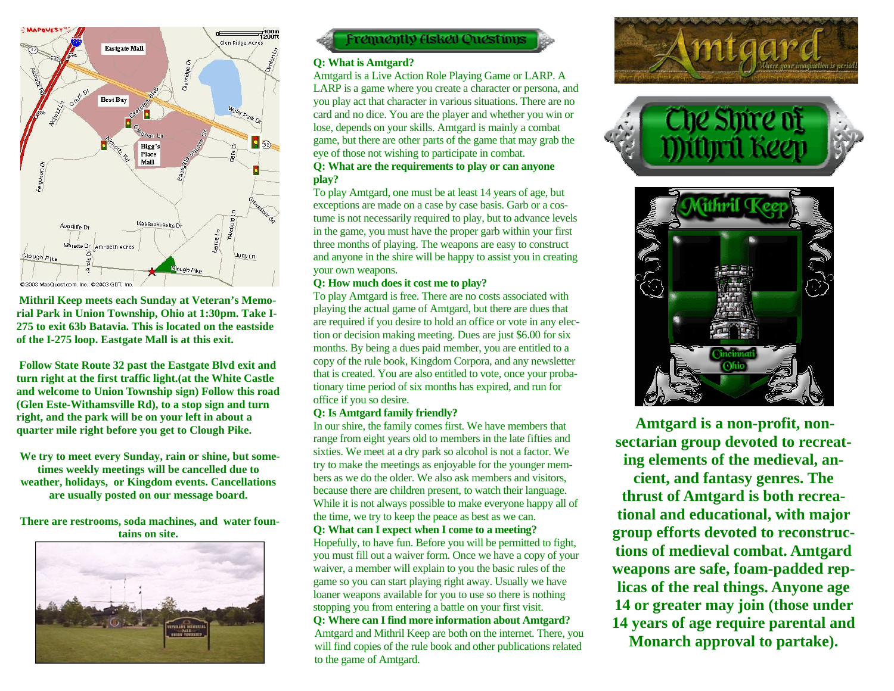Mithril Keep meets each Sunday at Veteran's Memorial Park in Union Township, Ohio at 1:30pm. Take I-275 to exit 63b Batavia. This is located on the eastside of the I-275 loop. Eastgate Mall is at this exit.

Follow State Route 32 past the Eastgate Blvd exit and turn right at the first traffic light.(at the White Castle and welcome to Union Township sign) Follow this road (Glen Este-Withamsville Rd), to a stop sign and turn right, and the park will be on your left in about a quarter mile right before you get to Clough Pike.

We try to meet every Sunday, rain or shine, but sometimes weekly meetings will be cancelled due to weather, holidays, or Kingdom events. Cancellations are usually posted on our message board.

There are restrooms, soda machines, and water fountains on site.

## Frequently Asked Questions

**Q: What is Amtgard?**

Amtgard is a Live Action Role Playing Game or LARP. A LARP is a game where you create a character or persona, and you play act that character in various situations. There are no card and no dice. You are the player and whether you win or lose, depends on your skills. Amtgard is mainly a combat game, but there are other parts of the game that may grab the eye of those not wishing to participate in combat.

**Q: What are the requirements to play or can anyone play?**

To play Amtgard, one must be at least 14 years of age, but exceptions are made on a case by case basis. Garb or a costume is not necessarily required to play, but to advance levels in the game, you must have the proper garb within your first three months of playing. The weapons are easy to construct and anyone in the shire will be happy to assist you in creating your own weapons.

**Q: How much does it cost me to play?**

To play Amtgard is free. There are no costs associated with playing the actual game of Amtgard, but there are dues that are required if you desire to hold an office or vote in any election or decision making meeting. Dues are just $6.00 for six months. By being a dues paid member, you are entitled to a copy of the rule book, Kingdom Corpora, and any newsletter that is created. You are also entitled to vote, once your probationary time period of six months has expired, and run for office if you so desire.

**Q: Is Amtgard family friendly?**

In our shire, the family comes first. We have members that range from eight years old to members in the late fifties and sixties. We meet at a dry park so alcohol is not a factor. We try to make the meetings as enjoyable for the younger members as we do the older. We also ask members and visitors, because there are children present, to watch their language. While it is not always possible to make everyone happy all of the time, we try to keep the peace as best as we can.

**Q: What can I expect when I come to a meeting?**

Hopefully, to have fun. Before you will be permitted to fight, you must fill out a waiver form. Once we have a copy of your waiver, a member will explain to you the basic rules of the game so you can start playing right away. Usually we have loaner weapons available for you to use so there is nothing stopping you from entering a battle on your first visit.

**Q: Where can I find more information about Amtgard?**

Amtgard and Mithril Keep are both on the internet. There, you will find copies of the rule book and other publications related to the game of Amtgard.

# Amtgard

*Where your imagination is period!*

# The Shire of Mithril Keep

Mithril Keep

Cincinnati Ohio

**Amtgard is a non-profit, non-sectarian group devoted to recreating elements of the medieval, ancient, and fantasy genres. The thrust of Amtgard is both recreational and educational, with major group efforts devoted to reconstructions of medieval combat. Amtgard weapons are safe, foam-padded replicas of the real things. Anyone age 14 or greater may join (those under 14 years of age require parental and Monarch approval to partake).**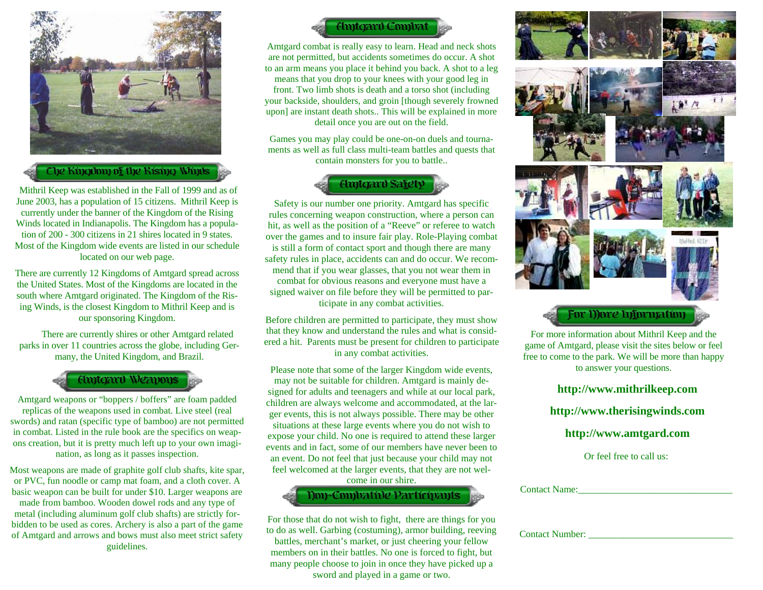## The Kingdom of the Rising Winds

Mithril Keep was established in the Fall of 1999 and as of June 2003, has a population of 15 citizens. Mithril Keep is currently under the banner of the Kingdom of the Rising Winds located in Indianapolis. The Kingdom has a population of 200 - 300 citizens in 21 shires located in 9 states. Most of the Kingdom wide events are listed in our schedule located on our web page.

There are currently 12 Kingdoms of Amtgard spread across the United States. Most of the Kingdoms are located in the south where Amtgard originated. The Kingdom of the Rising Winds, is the closest Kingdom to Mithril Keep and is our sponsoring Kingdom.

There are currently shires or other Amtgard related parks in over 11 countries across the globe, including Germany, the United Kingdom, and Brazil.

## Amtgard Weapons

Amtgard weapons or "boppers / boffers" are foam padded replicas of the weapons used in combat. Live steel (real swords) and ratan (specific type of bamboo) are not permitted in combat. Listed in the rule book are the specifics on weapons creation, but it is pretty much left up to your own imagination, as long as it passes inspection.

Most weapons are made of graphite golf club shafts, kite spar, or PVC, fun noodle or camp mat foam, and a cloth cover. A basic weapon can be built for under $10. Larger weapons are made from bamboo. Wooden dowel rods and any type of metal (including aluminum golf club shafts) are strictly forbidden to be used as cores. Archery is also a part of the game of Amtgard and arrows and bows must also meet strict safety guidelines.

## Amtgard Combat

Amtgard combat is really easy to learn. Head and neck shots are not permitted, but accidents sometimes do occur. A shot to an arm means you place it behind you back. A shot to a leg means that you drop to your knees with your good leg in front. Two limb shots is death and a torso shot (including your backside, shoulders, and groin [though severely frowned upon] are instant death shots.. This will be explained in more detail once you are out on the field.

Games you may play could be one-on-on duels and tournaments as well as full class multi-team battles and quests that contain monsters for you to battle..

## Amtgard Safety

Safety is our number one priority. Amtgard has specific rules concerning weapon construction, where a person can hit, as well as the position of a "Reeve" or referee to watch over the games and to insure fair play. Role-Playing combat is still a form of contact sport and though there are many safety rules in place, accidents can and do occur. We recommend that if you wear glasses, that you not wear them in combat for obvious reasons and everyone must have a signed waiver on file before they will be permitted to participate in any combat activities.

Before children are permitted to participate, they must show that they know and understand the rules and what is considered a hit. Parents must be present for children to participate in any combat activities.

Please note that some of the larger Kingdom wide events, may not be suitable for children. Amtgard is mainly designed for adults and teenagers and while at our local park, children are always welcome and accommodated, at the larger events, this is not always possible. There may be other situations at these large events where you do not wish to expose your child. No one is required to attend these larger events and in fact, some of our members have never been to an event. Do not feel that just because your child may not feel welcomed at the larger events, that they are not welcome in our shire.

## Non-Combative Participants

For those that do not wish to fight, there are things for you to do as well. Garbing (costuming), armor building, reeving battles, merchant's market, or just cheering your fellow members on in their battles. No one is forced to fight, but many people choose to join in once they have picked up a sword and played in a game or two.

## For More Information

For more information about Mithril Keep and the game of Amtgard, please visit the sites below or feel free to come to the park. We will be more than happy to answer your questions.

**http://www.mithrilkeep.com**

**http://www.therisingwinds.com**

**http://www.amtgard.com**

Or feel free to call us:

Contact Name:_______________________________

Contact Number: _____________________________